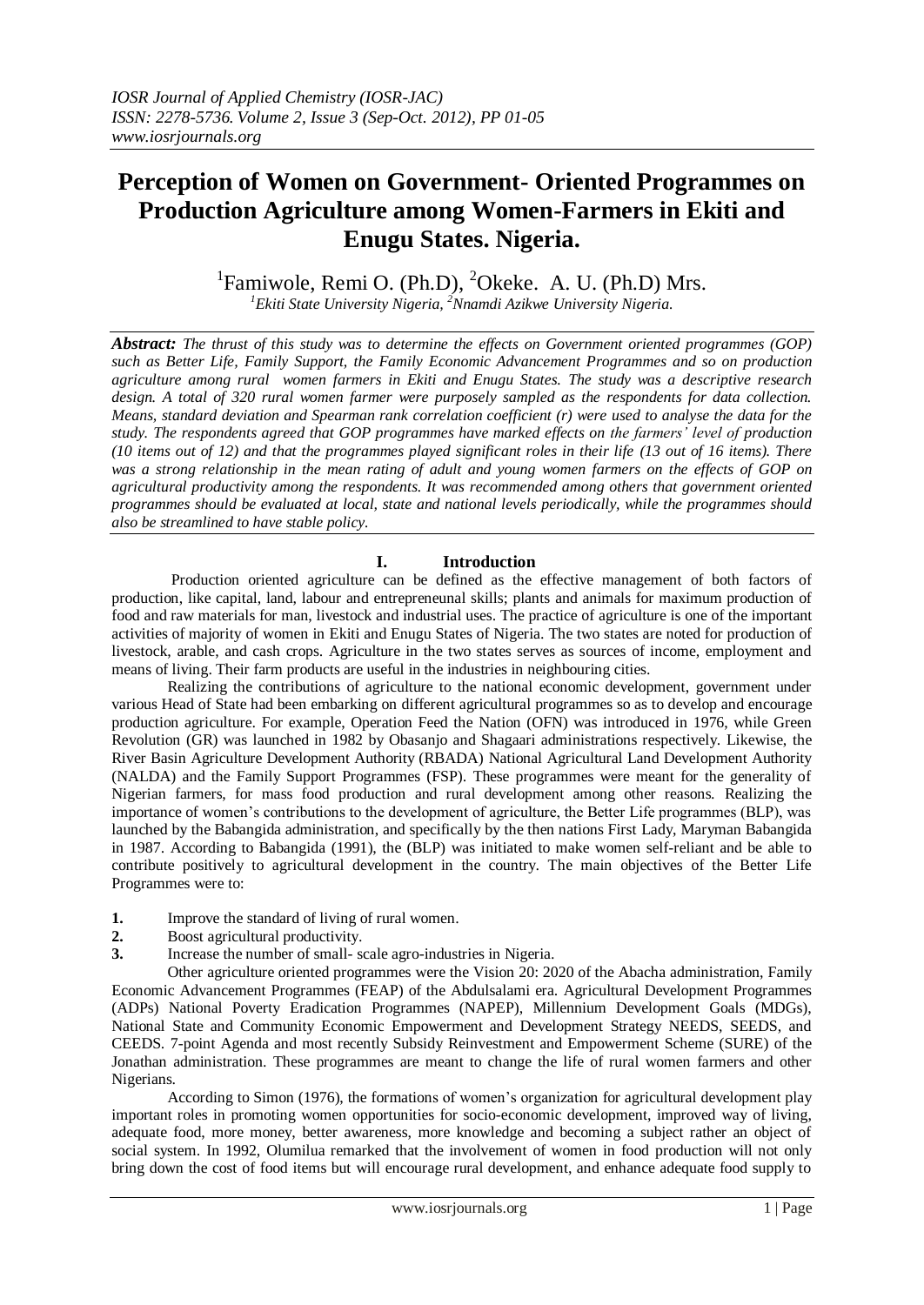# Perception of Women on Government- Oriented Programmes on Production Agriculture among Women-Farmers in Ekiti and Enugu States. Nigeria.

[1]Famiwole, Remi O. (Ph.D), [2]Okeke. A. U. (Ph.D) Mrs.

[1]Ekiti State University Nigeria, [2]Nnamdi Azikwe University Nigeria.

***Abstract:*** *The thrust of this study was to determine the effects on Government oriented programmes (GOP) such as Better Life, Family Support, the Family Economic Advancement Programmes and so on production agriculture among rural women farmers in Ekiti and Enugu States. The study was a descriptive research design. A total of 320 rural women farmer were purposely sampled as the respondents for data collection. Means, standard deviation and Spearman rank correlation coefficient (r) were used to analyse the data for the study. The respondents agreed that GOP programmes have marked effects on the farmers' level of production (10 items out of 12) and that the programmes played significant roles in their life (13 out of 16 items). There was a strong relationship in the mean rating of adult and young women farmers on the effects of GOP on agricultural productivity among the respondents. It was recommended among others that government oriented programmes should be evaluated at local, state and national levels periodically, while the programmes should also be streamlined to have stable policy.*

## I. Introduction

Production oriented agriculture can be defined as the effective management of both factors of production, like capital, land, labour and entrepreneunal skills; plants and animals for maximum production of food and raw materials for man, livestock and industrial uses. The practice of agriculture is one of the important activities of majority of women in Ekiti and Enugu States of Nigeria. The two states are noted for production of livestock, arable, and cash crops. Agriculture in the two states serves as sources of income, employment and means of living. Their farm products are useful in the industries in neighbouring cities.

Realizing the contributions of agriculture to the national economic development, government under various Head of State had been embarking on different agricultural programmes so as to develop and encourage production agriculture. For example, Operation Feed the Nation (OFN) was introduced in 1976, while Green Revolution (GR) was launched in 1982 by Obasanjo and Shagaari administrations respectively. Likewise, the River Basin Agriculture Development Authority (RBADA) National Agricultural Land Development Authority (NALDA) and the Family Support Programmes (FSP). These programmes were meant for the generality of Nigerian farmers, for mass food production and rural development among other reasons. Realizing the importance of women's contributions to the development of agriculture, the Better Life programmes (BLP), was launched by the Babangida administration, and specifically by the then nations First Lady, Maryman Babangida in 1987. According to Babangida (1991), the (BLP) was initiated to make women self-reliant and be able to contribute positively to agricultural development in the country. The main objectives of the Better Life Programmes were to:

1. Improve the standard of living of rural women.
2. Boost agricultural productivity.
3. Increase the number of small- scale agro-industries in Nigeria.

Other agriculture oriented programmes were the Vision 20: 2020 of the Abacha administration, Family Economic Advancement Programmes (FEAP) of the Abdulsalami era. Agricultural Development Programmes (ADPs) National Poverty Eradication Programmes (NAPEP), Millennium Development Goals (MDGs), National State and Community Economic Empowerment and Development Strategy NEEDS, SEEDS, and CEEDS. 7-point Agenda and most recently Subsidy Reinvestment and Empowerment Scheme (SURE) of the Jonathan administration. These programmes are meant to change the life of rural women farmers and other Nigerians.

According to Simon (1976), the formations of women's organization for agricultural development play important roles in promoting women opportunities for socio-economic development, improved way of living, adequate food, more money, better awareness, more knowledge and becoming a subject rather an object of social system. In 1992, Olumilua remarked that the involvement of women in food production will not only bring down the cost of food items but will encourage rural development, and enhance adequate food supply to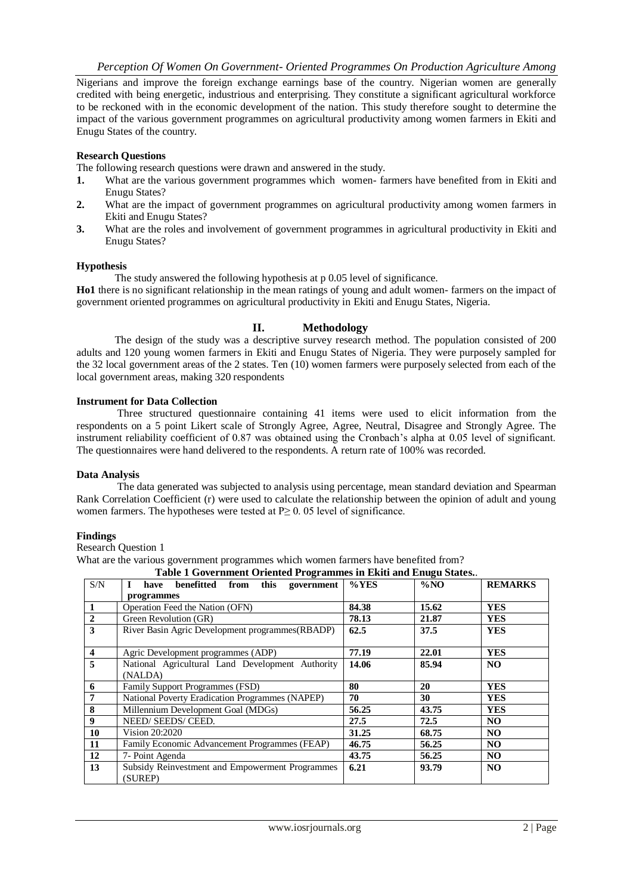Nigerians and improve the foreign exchange earnings base of the country. Nigerian women are generally credited with being energetic, industrious and enterprising. They constitute a significant agricultural workforce to be reckoned with in the economic development of the nation. This study therefore sought to determine the impact of the various government programmes on agricultural productivity among women farmers in Ekiti and Enugu States of the country.

**Research Questions**

The following research questions were drawn and answered in the study.

1. What are the various government programmes which women- farmers have benefited from in Ekiti and Enugu States?
2. What are the impact of government programmes on agricultural productivity among women farmers in Ekiti and Enugu States?
3. What are the roles and involvement of government programmes in agricultural productivity in Ekiti and Enugu States?

**Hypothesis**

The study answered the following hypothesis at p 0.05 level of significance.

**Ho1** there is no significant relationship in the mean ratings of young and adult women- farmers on the impact of government oriented programmes on agricultural productivity in Ekiti and Enugu States, Nigeria.

## II. Methodology

The design of the study was a descriptive survey research method. The population consisted of 200 adults and 120 young women farmers in Ekiti and Enugu States of Nigeria. They were purposely sampled for the 32 local government areas of the 2 states. Ten (10) women farmers were purposely selected from each of the local government areas, making 320 respondents

**Instrument for Data Collection**

Three structured questionnaire containing 41 items were used to elicit information from the respondents on a 5 point Likert scale of Strongly Agree, Agree, Neutral, Disagree and Strongly Agree. The instrument reliability coefficient of 0.87 was obtained using the Cronbach's alpha at 0.05 level of significant. The questionnaires were hand delivered to the respondents. A return rate of 100% was recorded.

**Data Analysis**

The data generated was subjected to analysis using percentage, mean standard deviation and Spearman Rank Correlation Coefficient (r) were used to calculate the relationship between the opinion of adult and young women farmers. The hypotheses were tested at $P \geq 0.05$ level of significance.

**Findings**

Research Question 1

What are the various government programmes which women farmers have benefited from?

**Table 1 Government Oriented Programmes in Ekiti and Enugu States.**.

| S/N | **I have benefitted from this government programmes** | **%YES** | **%NO** | **REMARKS** |
|---|---|---|---|---|
| **1** | Operation Feed the Nation (OFN) | **84.38** | **15.62** | **YES** |
| **2** | Green Revolution (GR) | **78.13** | **21.87** | **YES** |
| **3** | River Basin Agric Development programmes(RBADP) | **62.5** | **37.5** | **YES** |
| **4** | Agric Development programmes (ADP) | **77.19** | **22.01** | **YES** |
| **5** | National Agricultural Land Development Authority (NALDA) | **14.06** | **85.94** | **NO** |
| **6** | Family Support Programmes (FSD) | **80** | **20** | **YES** |
| **7** | National Poverty Eradication Programmes (NAPEP) | **70** | **30** | **YES** |
| **8** | Millennium Development Goal (MDGs) | **56.25** | **43.75** | **YES** |
| **9** | NEED/ SEEDS/ CEED. | **27.5** | **72.5** | **NO** |
| **10** | Vision 20:2020 | **31.25** | **68.75** | **NO** |
| **11** | Family Economic Advancement Programmes (FEAP) | **46.75** | **56.25** | **NO** |
| **12** | 7- Point Agenda | **43.75** | **56.25** | **NO** |
| **13** | Subsidy Reinvestment and Empowerment Programmes (SUREP) | **6.21** | **93.79** | **NO** |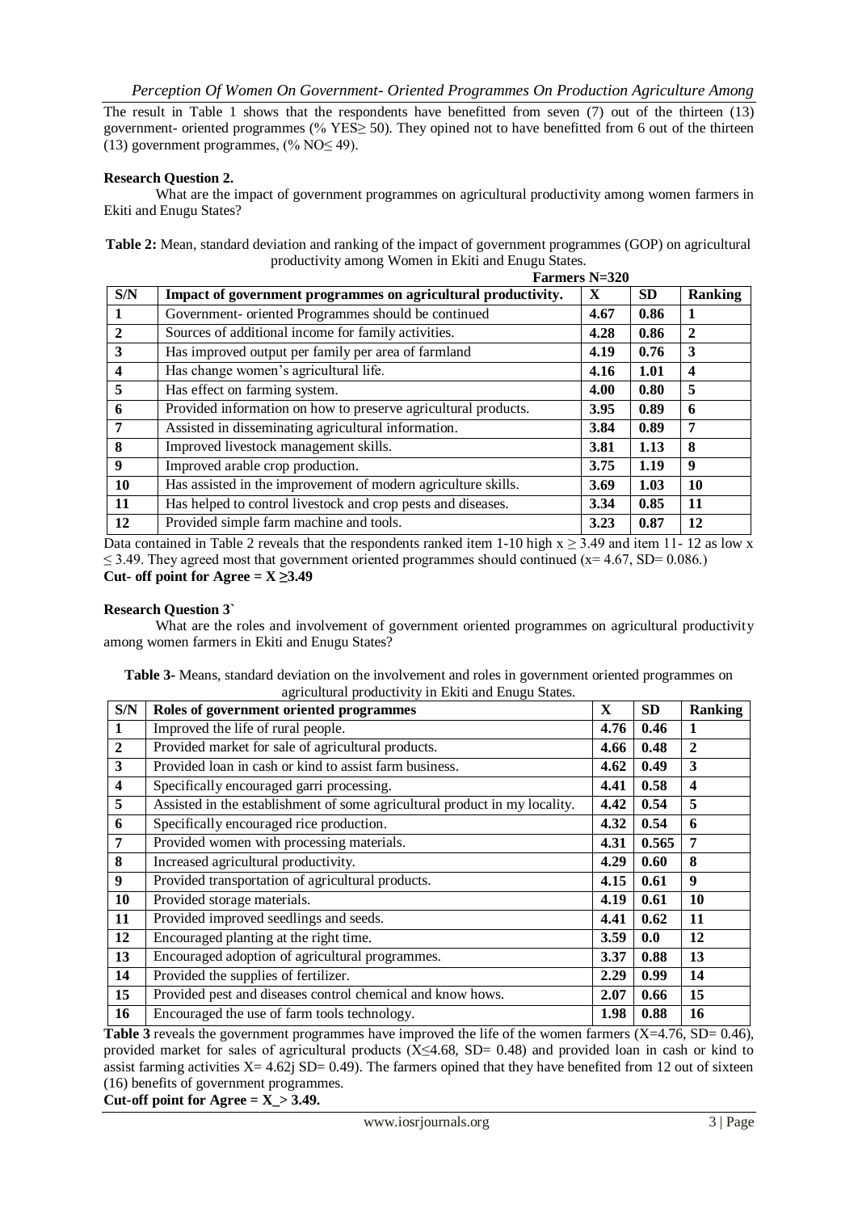The result in Table 1 shows that the respondents have benefitted from seven (7) out of the thirteen (13) government- oriented programmes (% YES≥ 50). They opined not to have benefitted from 6 out of the thirteen (13) government programmes, (% NO≤ 49).

**Research Question 2.**

What are the impact of government programmes on agricultural productivity among women farmers in Ekiti and Enugu States?

**Table 2:** Mean, standard deviation and ranking of the impact of government programmes (GOP) on agricultural productivity among Women in Ekiti and Enugu States.

**Farmers N=320**

| S/N | Impact of government programmes on agricultural productivity. | X | SD | Ranking |
|---|---|---|---|---|
| 1 | Government- oriented Programmes should be continued | 4.67 | 0.86 | 1 |
| 2 | Sources of additional income for family activities. | 4.28 | 0.86 | 2 |
| 3 | Has improved output per family per area of farmland | 4.19 | 0.76 | 3 |
| 4 | Has change women's agricultural life. | 4.16 | 1.01 | 4 |
| 5 | Has effect on farming system. | 4.00 | 0.80 | 5 |
| 6 | Provided information on how to preserve agricultural products. | 3.95 | 0.89 | 6 |
| 7 | Assisted in disseminating agricultural information. | 3.84 | 0.89 | 7 |
| 8 | Improved livestock management skills. | 3.81 | 1.13 | 8 |
| 9 | Improved arable crop production. | 3.75 | 1.19 | 9 |
| 10 | Has assisted in the improvement of modern agriculture skills. | 3.69 | 1.03 | 10 |
| 11 | Has helped to control livestock and crop pests and diseases. | 3.34 | 0.85 | 11 |
| 12 | Provided simple farm machine and tools. | 3.23 | 0.87 | 12 |

Data contained in Table 2 reveals that the respondents ranked item 1-10 high x ≥ 3.49 and item 11- 12 as low x ≤ 3.49. They agreed most that government oriented programmes should continued (x= 4.67, SD= 0.086.)

**Cut- off point for Agree = X ≥3.49**

**Research Question 3`**

What are the roles and involvement of government oriented programmes on agricultural productivity among women farmers in Ekiti and Enugu States?

**Table 3-** Means, standard deviation on the involvement and roles in government oriented programmes on agricultural productivity in Ekiti and Enugu States.

| S/N | Roles of government oriented programmes | X | SD | Ranking |
|---|---|---|---|---|
| 1 | Improved the life of rural people. | 4.76 | 0.46 | 1 |
| 2 | Provided market for sale of agricultural products. | 4.66 | 0.48 | 2 |
| 3 | Provided loan in cash or kind to assist farm business. | 4.62 | 0.49 | 3 |
| 4 | Specifically encouraged garri processing. | 4.41 | 0.58 | 4 |
| 5 | Assisted in the establishment of some agricultural product in my locality. | 4.42 | 0.54 | 5 |
| 6 | Specifically encouraged rice production. | 4.32 | 0.54 | 6 |
| 7 | Provided women with processing materials. | 4.31 | 0.565 | 7 |
| 8 | Increased agricultural productivity. | 4.29 | 0.60 | 8 |
| 9 | Provided transportation of agricultural products. | 4.15 | 0.61 | 9 |
| 10 | Provided storage materials. | 4.19 | 0.61 | 10 |
| 11 | Provided improved seedlings and seeds. | 4.41 | 0.62 | 11 |
| 12 | Encouraged planting at the right time. | 3.59 | 0.0 | 12 |
| 13 | Encouraged adoption of agricultural programmes. | 3.37 | 0.88 | 13 |
| 14 | Provided the supplies of fertilizer. | 2.29 | 0.99 | 14 |
| 15 | Provided pest and diseases control chemical and know hows. | 2.07 | 0.66 | 15 |
| 16 | Encouraged the use of farm tools technology. | 1.98 | 0.88 | 16 |

**Table 3** reveals the government programmes have improved the life of the women farmers (X=4.76, SD= 0.46), provided market for sales of agricultural products (X≤4.68, SD= 0.48) and provided loan in cash or kind to assist farming activities X= 4.62j SD= 0.49). The farmers opined that they have benefited from 12 out of sixteen (16) benefits of government programmes.

**Cut-off point for Agree = X_> 3.49.**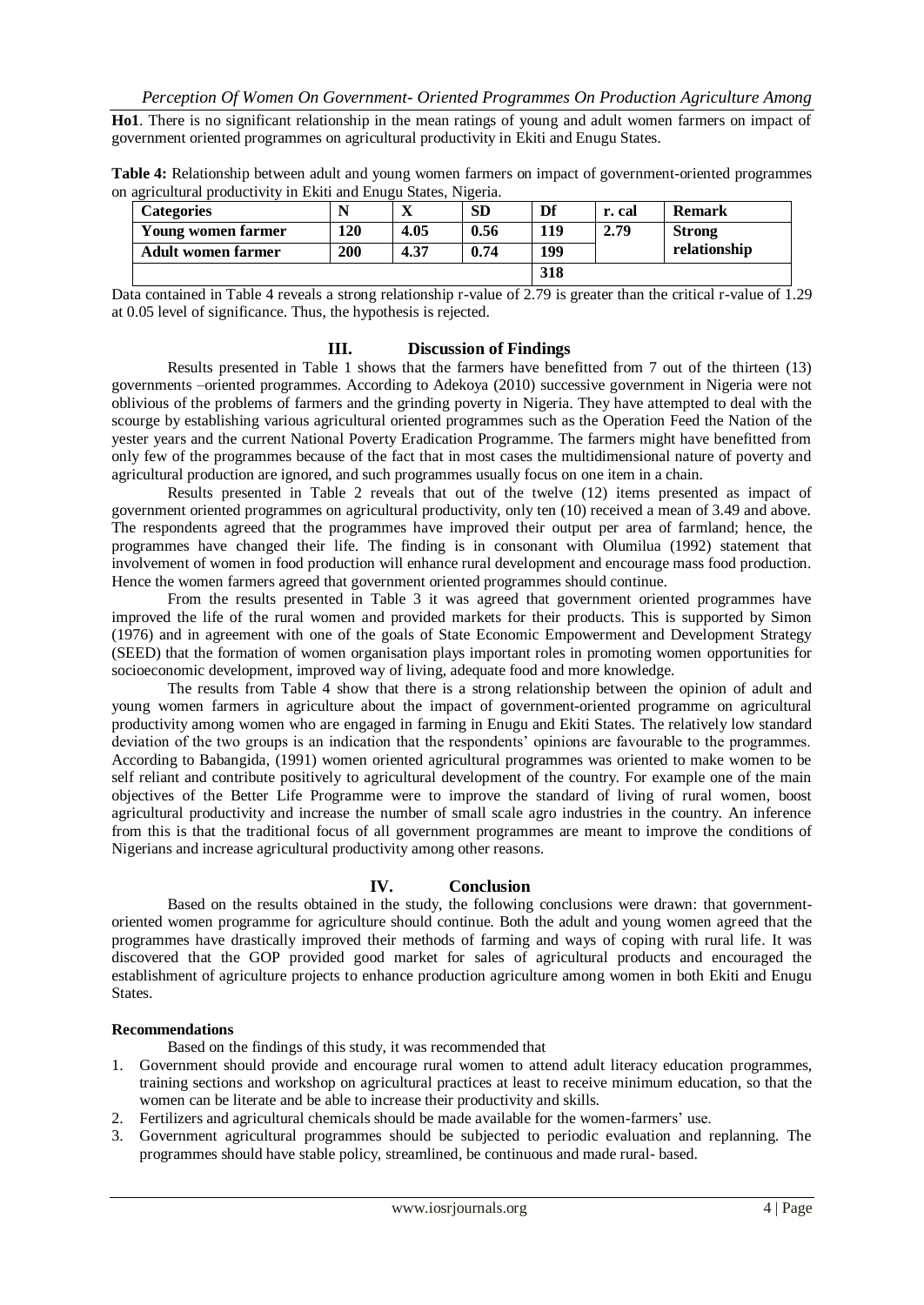**Ho1**. There is no significant relationship in the mean ratings of young and adult women farmers on impact of government oriented programmes on agricultural productivity in Ekiti and Enugu States.

**Table 4:** Relationship between adult and young women farmers on impact of government-oriented programmes on agricultural productivity in Ekiti and Enugu States, Nigeria.

| Categories | N | X | SD | Df | r. cal | Remark |
|---|---|---|---|---|---|---|
| Young women farmer | 120 | 4.05 | 0.56 | 119 | 2.79 | Strong relationship |
| Adult women farmer | 200 | 4.37 | 0.74 | 199 | | |
| | | | | 318 | | |

Data contained in Table 4 reveals a strong relationship r-value of 2.79 is greater than the critical r-value of 1.29 at 0.05 level of significance. Thus, the hypothesis is rejected.

## III. Discussion of Findings

Results presented in Table 1 shows that the farmers have benefitted from 7 out of the thirteen (13) governments –oriented programmes. According to Adekoya (2010) successive government in Nigeria were not oblivious of the problems of farmers and the grinding poverty in Nigeria. They have attempted to deal with the scourge by establishing various agricultural oriented programmes such as the Operation Feed the Nation of the yester years and the current National Poverty Eradication Programme. The farmers might have benefitted from only few of the programmes because of the fact that in most cases the multidimensional nature of poverty and agricultural production are ignored, and such programmes usually focus on one item in a chain.

Results presented in Table 2 reveals that out of the twelve (12) items presented as impact of government oriented programmes on agricultural productivity, only ten (10) received a mean of 3.49 and above. The respondents agreed that the programmes have improved their output per area of farmland; hence, the programmes have changed their life. The finding is in consonant with Olumilua (1992) statement that involvement of women in food production will enhance rural development and encourage mass food production. Hence the women farmers agreed that government oriented programmes should continue.

From the results presented in Table 3 it was agreed that government oriented programmes have improved the life of the rural women and provided markets for their products. This is supported by Simon (1976) and in agreement with one of the goals of State Economic Empowerment and Development Strategy (SEED) that the formation of women organisation plays important roles in promoting women opportunities for socioeconomic development, improved way of living, adequate food and more knowledge.

The results from Table 4 show that there is a strong relationship between the opinion of adult and young women farmers in agriculture about the impact of government-oriented programme on agricultural productivity among women who are engaged in farming in Enugu and Ekiti States. The relatively low standard deviation of the two groups is an indication that the respondents' opinions are favourable to the programmes. According to Babangida, (1991) women oriented agricultural programmes was oriented to make women to be self reliant and contribute positively to agricultural development of the country. For example one of the main objectives of the Better Life Programme were to improve the standard of living of rural women, boost agricultural productivity and increase the number of small scale agro industries in the country. An inference from this is that the traditional focus of all government programmes are meant to improve the conditions of Nigerians and increase agricultural productivity among other reasons.

## IV. Conclusion

Based on the results obtained in the study, the following conclusions were drawn: that government-oriented women programme for agriculture should continue. Both the adult and young women agreed that the programmes have drastically improved their methods of farming and ways of coping with rural life. It was discovered that the GOP provided good market for sales of agricultural products and encouraged the establishment of agriculture projects to enhance production agriculture among women in both Ekiti and Enugu States.

### Recommendations

Based on the findings of this study, it was recommended that

1. Government should provide and encourage rural women to attend adult literacy education programmes, training sections and workshop on agricultural practices at least to receive minimum education, so that the women can be literate and be able to increase their productivity and skills.
2. Fertilizers and agricultural chemicals should be made available for the women-farmers' use.
3. Government agricultural programmes should be subjected to periodic evaluation and replanning. The programmes should have stable policy, streamlined, be continuous and made rural- based.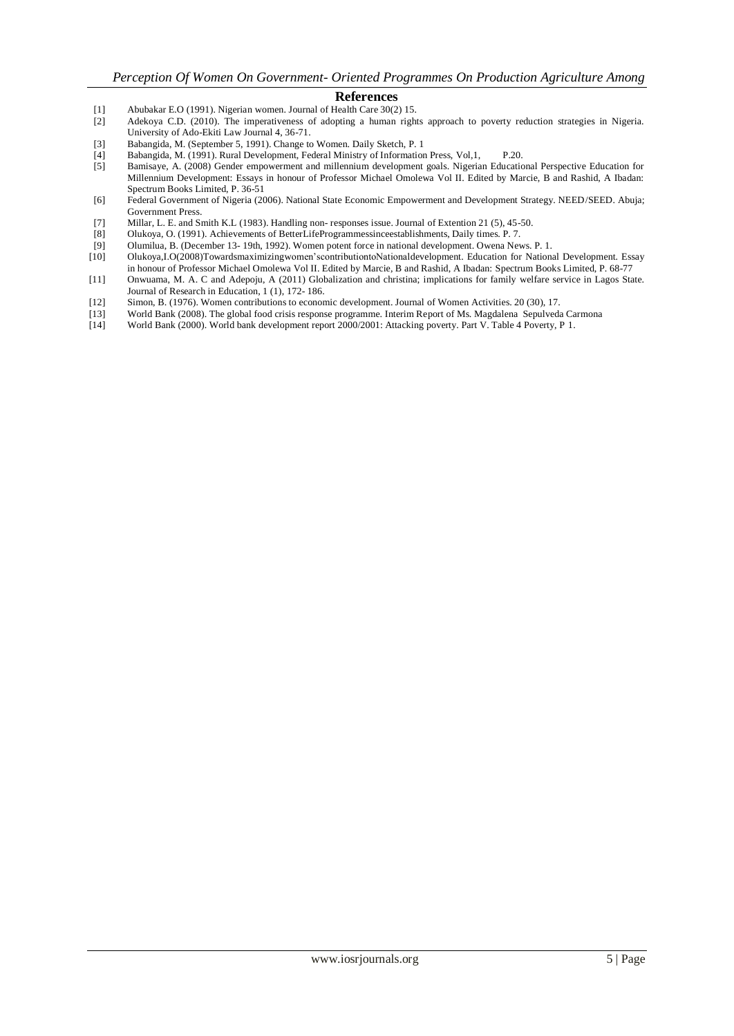## References

[1] Abubakar E.O (1991). Nigerian women. Journal of Health Care 30(2) 15.

[2] Adekoya C.D. (2010). The imperativeness of adopting a human rights approach to poverty reduction strategies in Nigeria. University of Ado-Ekiti Law Journal 4, 36-71.

[3] Babangida, M. (September 5, 1991). Change to Women. Daily Sketch, P. 1

[4] Babangida, M. (1991). Rural Development, Federal Ministry of Information Press, Vol,1, P.20.

[5] Bamisaye, A. (2008) Gender empowerment and millennium development goals. Nigerian Educational Perspective Education for Millennium Development: Essays in honour of Professor Michael Omolewa Vol II. Edited by Marcie, B and Rashid, A Ibadan: Spectrum Books Limited, P. 36-51

[6] Federal Government of Nigeria (2006). National State Economic Empowerment and Development Strategy. NEED/SEED. Abuja; Government Press.

[7] Millar, L. E. and Smith K.L (1983). Handling non- responses issue. Journal of Extention 21 (5), 45-50.

[8] Olukoya, O. (1991). Achievements of BetterLifeProgrammessinceestablishments, Daily times. P. 7.

[9] Olumilua, B. (December 13- 19th, 1992). Women potent force in national development. Owena News. P. 1.

[10] Olukoya,I.O(2008)Towardsmaximizingwomen'scontributiontoNationaldevelopment. Education for National Development. Essay in honour of Professor Michael Omolewa Vol II. Edited by Marcie, B and Rashid, A Ibadan: Spectrum Books Limited, P. 68-77

[11] Onwuama, M. A. C and Adepoju, A (2011) Globalization and christina; implications for family welfare service in Lagos State. Journal of Research in Education, 1 (1), 172- 186.

[12] Simon, B. (1976). Women contributions to economic development. Journal of Women Activities. 20 (30), 17.

[13] World Bank (2008). The global food crisis response programme. Interim Report of Ms. Magdalena Sepulveda Carmona

[14] World Bank (2000). World bank development report 2000/2001: Attacking poverty. Part V. Table 4 Poverty, P 1.